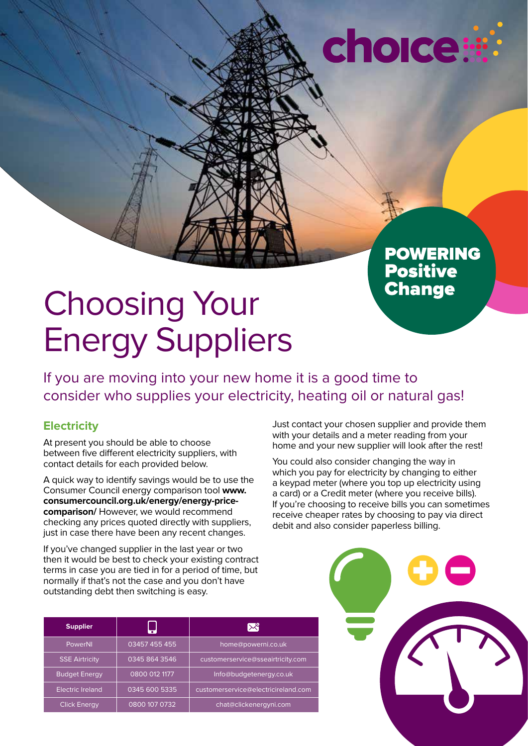choice

POWERING Positive Change

# Choosing Your Energy Suppliers

If you are moving into your new home it is a good time to consider who supplies your electricity, heating oil or natural gas!

## Electricity

At present you should be able to choose between five different electricity suppliers, with contact details for each provided below.

A quick way to identify savings would be to use the Consumer Council energy comparison tool **www.consumercouncil.org.uk/energy/energy-price-comparison/** However, we would recommend checking any prices quoted directly with suppliers, just in case there have been any recent changes.

If you've changed supplier in the last year or two then it would be best to check your existing contract terms in case you are tied in for a period of time, but normally if that's not the case and you don't have outstanding debt then switching is easy.

Just contact your chosen supplier and provide them with your details and a meter reading from your home and your new supplier will look after the rest!

You could also consider changing the way in which you pay for electricity by changing to either a keypad meter (where you top up electricity using a card) or a Credit meter (where you receive bills). If you're choosing to receive bills you can sometimes receive cheaper rates by choosing to pay via direct debit and also consider paperless billing.

| Supplier | Phone | Email |
|---|---|---|
| PowerNI | 03457 455 455 | home@powerni.co.uk |
| SSE Airtricity | 0345 864 3546 | customerservice@sseairtricity.com |
| Budget Energy | 0800 012 1177 | Info@budgetenergy.co.uk |
| Electric Ireland | 0345 600 5335 | customerservice@electricireland.com |
| Click Energy | 0800 107 0732 | chat@clickenergyni.com |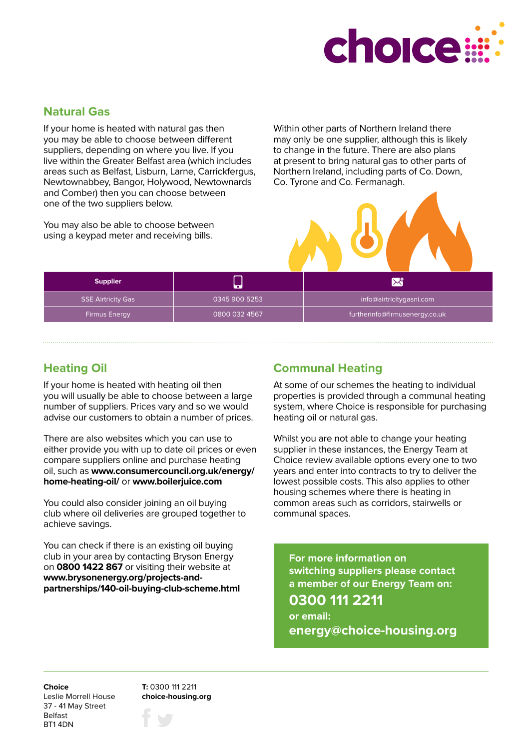## Natural Gas

If your home is heated with natural gas then you may be able to choose between different suppliers, depending on where you live. If you live within the Greater Belfast area (which includes areas such as Belfast, Lisburn, Larne, Carrickfergus, Newtownabbey, Bangor, Holywood, Newtownards and Comber) then you can choose between one of the two suppliers below.

You may also be able to choose between using a keypad meter and receiving bills.

Within other parts of Northern Ireland there may only be one supplier, although this is likely to change in the future. There are also plans at present to bring natural gas to other parts of Northern Ireland, including parts of Co. Down, Co. Tyrone and Co. Fermanagh.

| Supplier | Phone | Email |
|---|---|---|
| SSE Airtricity Gas | 0345 900 5253 | info@airtricitygasni.com |
| Firmus Energy | 0800 032 4567 | furtherinfo@firmusenergy.co.uk |

## Heating Oil

If your home is heated with heating oil then you will usually be able to choose between a large number of suppliers. Prices vary and so we would advise our customers to obtain a number of prices.

There are also websites which you can use to either provide you with up to date oil prices or even compare suppliers online and purchase heating oil, such as **www.consumercouncil.org.uk/energy/home-heating-oil/** or **www.boilerjuice.com**

You could also consider joining an oil buying club where oil deliveries are grouped together to achieve savings.

You can check if there is an existing oil buying club in your area by contacting Bryson Energy on **0800 1422 867** or visiting their website at **www.brysonenergy.org/projects-and-partnerships/140-oil-buying-club-scheme.html**

## Communal Heating

At some of our schemes the heating to individual properties is provided through a communal heating system, where Choice is responsible for purchasing heating oil or natural gas.

Whilst you are not able to change your heating supplier in these instances, the Energy Team at Choice review available options every one to two years and enter into contracts to try to deliver the lowest possible costs. This also applies to other housing schemes where there is heating in common areas such as corridors, stairwells or communal spaces.

**For more information on switching suppliers please contact a member of our Energy Team on:**

**0300 111 2211**

**or email:**

**energy@choice-housing.org**

**Choice**
Leslie Morrell House
37 - 41 May Street
Belfast
BT1 4DN

**T:** 0300 111 2211
**choice-housing.org**